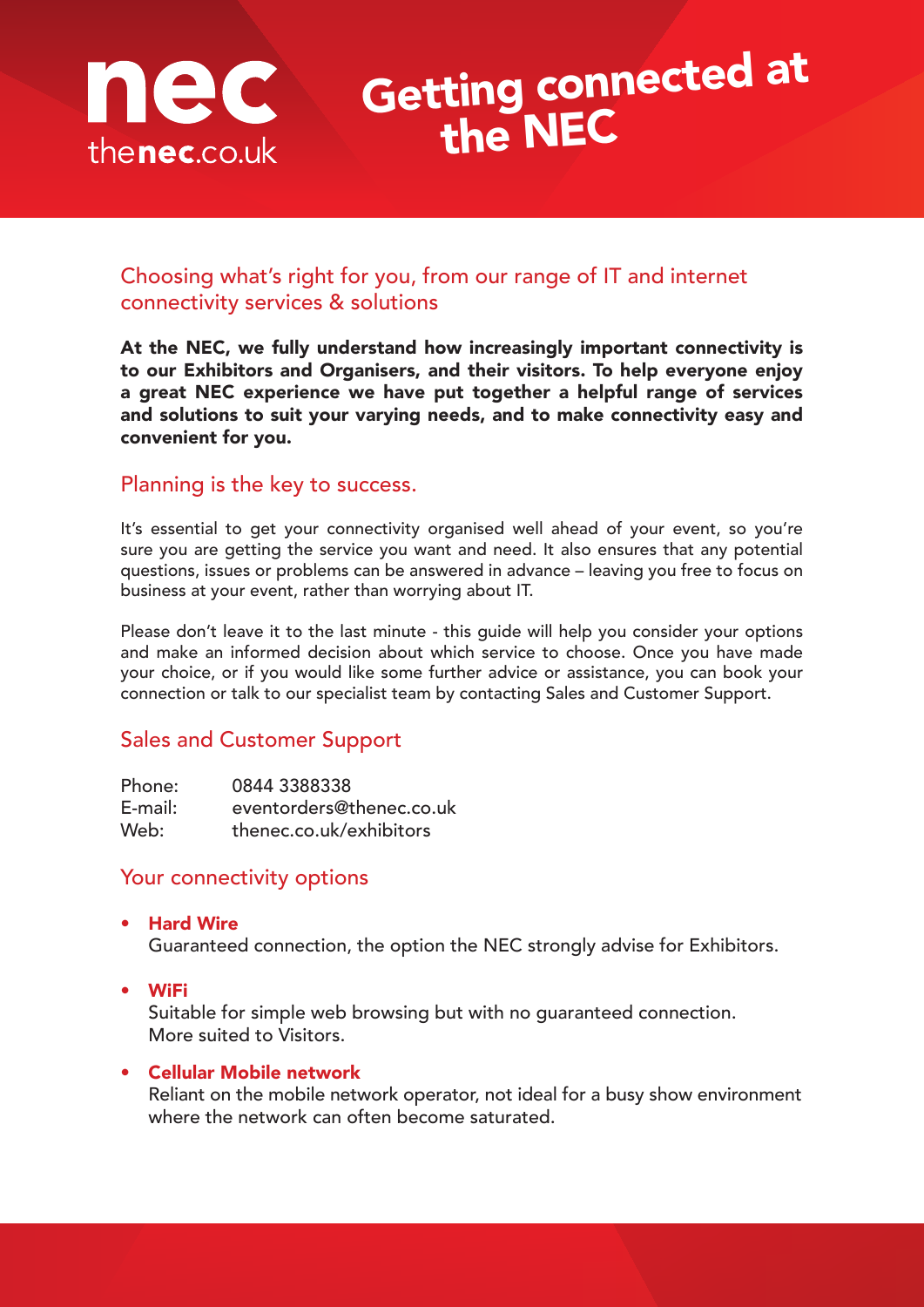nec

thenec.co.uk

# Getting connected at the NEC

## Choosing what's right for you, from our range of IT and internet connectivity services & solutions

**At the NEC, we fully understand how increasingly important connectivity is to our Exhibitors and Organisers, and their visitors. To help everyone enjoy a great NEC experience we have put together a helpful range of services and solutions to suit your varying needs, and to make connectivity easy and convenient for you.**

## Planning is the key to success.

It's essential to get your connectivity organised well ahead of your event, so you're sure you are getting the service you want and need. It also ensures that any potential questions, issues or problems can be answered in advance – leaving you free to focus on business at your event, rather than worrying about IT.

Please don't leave it to the last minute - this guide will help you consider your options and make an informed decision about which service to choose. Once you have made your choice, or if you would like some further advice or assistance, you can book your connection or talk to our specialist team by contacting Sales and Customer Support.

## Sales and Customer Support

Phone: 0844 3388338
E-mail: eventorders@thenec.co.uk
Web: thenec.co.uk/exhibitors

## Your connectivity options

- **Hard Wire**
  Guaranteed connection, the option the NEC strongly advise for Exhibitors.
- **WiFi**
  Suitable for simple web browsing but with no guaranteed connection.
  More suited to Visitors.
- **Cellular Mobile network**
  Reliant on the mobile network operator, not ideal for a busy show environment where the network can often become saturated.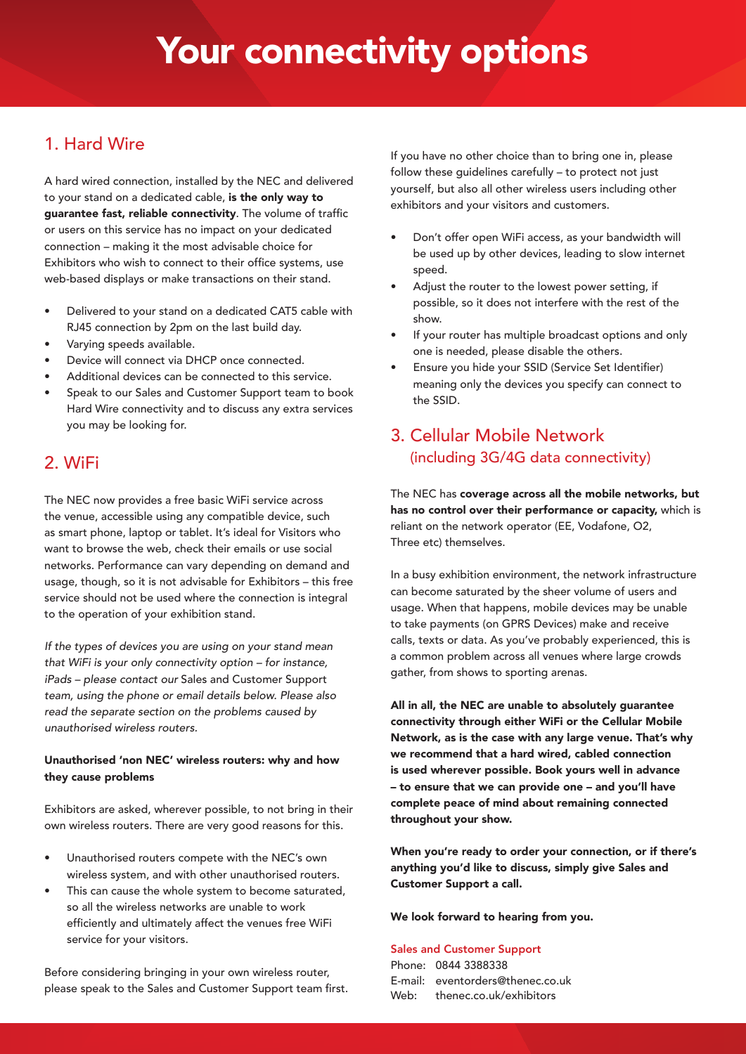# Your connectivity options

## 1. Hard Wire

A hard wired connection, installed by the NEC and delivered to your stand on a dedicated cable, **is the only way to guarantee fast, reliable connectivity**. The volume of traffic or users on this service has no impact on your dedicated connection – making it the most advisable choice for Exhibitors who wish to connect to their office systems, use web-based displays or make transactions on their stand.

- Delivered to your stand on a dedicated CAT5 cable with RJ45 connection by 2pm on the last build day.
- Varying speeds available.
- Device will connect via DHCP once connected.
- Additional devices can be connected to this service.
- Speak to our Sales and Customer Support team to book Hard Wire connectivity and to discuss any extra services you may be looking for.

## 2. WiFi

The NEC now provides a free basic WiFi service across the venue, accessible using any compatible device, such as smart phone, laptop or tablet. It's ideal for Visitors who want to browse the web, check their emails or use social networks. Performance can vary depending on demand and usage, though, so it is not advisable for Exhibitors – this free service should not be used where the connection is integral to the operation of your exhibition stand.

*If the types of devices you are using on your stand mean that WiFi is your only connectivity option – for instance, iPads – please contact our* Sales and Customer Support *team, using the phone or email details below. Please also read the separate section on the problems caused by unauthorised wireless routers.*

### Unauthorised 'non NEC' wireless routers: why and how they cause problems

Exhibitors are asked, wherever possible, to not bring in their own wireless routers. There are very good reasons for this.

- Unauthorised routers compete with the NEC's own wireless system, and with other unauthorised routers.
- This can cause the whole system to become saturated, so all the wireless networks are unable to work efficiently and ultimately affect the venues free WiFi service for your visitors.

Before considering bringing in your own wireless router, please speak to the Sales and Customer Support team first.

If you have no other choice than to bring one in, please follow these guidelines carefully – to protect not just yourself, but also all other wireless users including other exhibitors and your visitors and customers.

- Don't offer open WiFi access, as your bandwidth will be used up by other devices, leading to slow internet speed.
- Adjust the router to the lowest power setting, if possible, so it does not interfere with the rest of the show.
- If your router has multiple broadcast options and only one is needed, please disable the others.
- Ensure you hide your SSID (Service Set Identifier) meaning only the devices you specify can connect to the SSID.

## 3. Cellular Mobile Network (including 3G/4G data connectivity)

The NEC has **coverage across all the mobile networks, but has no control over their performance or capacity,** which is reliant on the network operator (EE, Vodafone, O2, Three etc) themselves.

In a busy exhibition environment, the network infrastructure can become saturated by the sheer volume of users and usage. When that happens, mobile devices may be unable to take payments (on GPRS Devices) make and receive calls, texts or data. As you've probably experienced, this is a common problem across all venues where large crowds gather, from shows to sporting arenas.

**All in all, the NEC are unable to absolutely guarantee connectivity through either WiFi or the Cellular Mobile Network, as is the case with any large venue. That's why we recommend that a hard wired, cabled connection is used wherever possible. Book yours well in advance – to ensure that we can provide one – and you'll have complete peace of mind about remaining connected throughout your show.**

**When you're ready to order your connection, or if there's anything you'd like to discuss, simply give Sales and Customer Support a call.**

**We look forward to hearing from you.**

**Sales and Customer Support**
Phone: 0844 3388338
E-mail: eventorders@thenec.co.uk
Web: thenec.co.uk/exhibitors